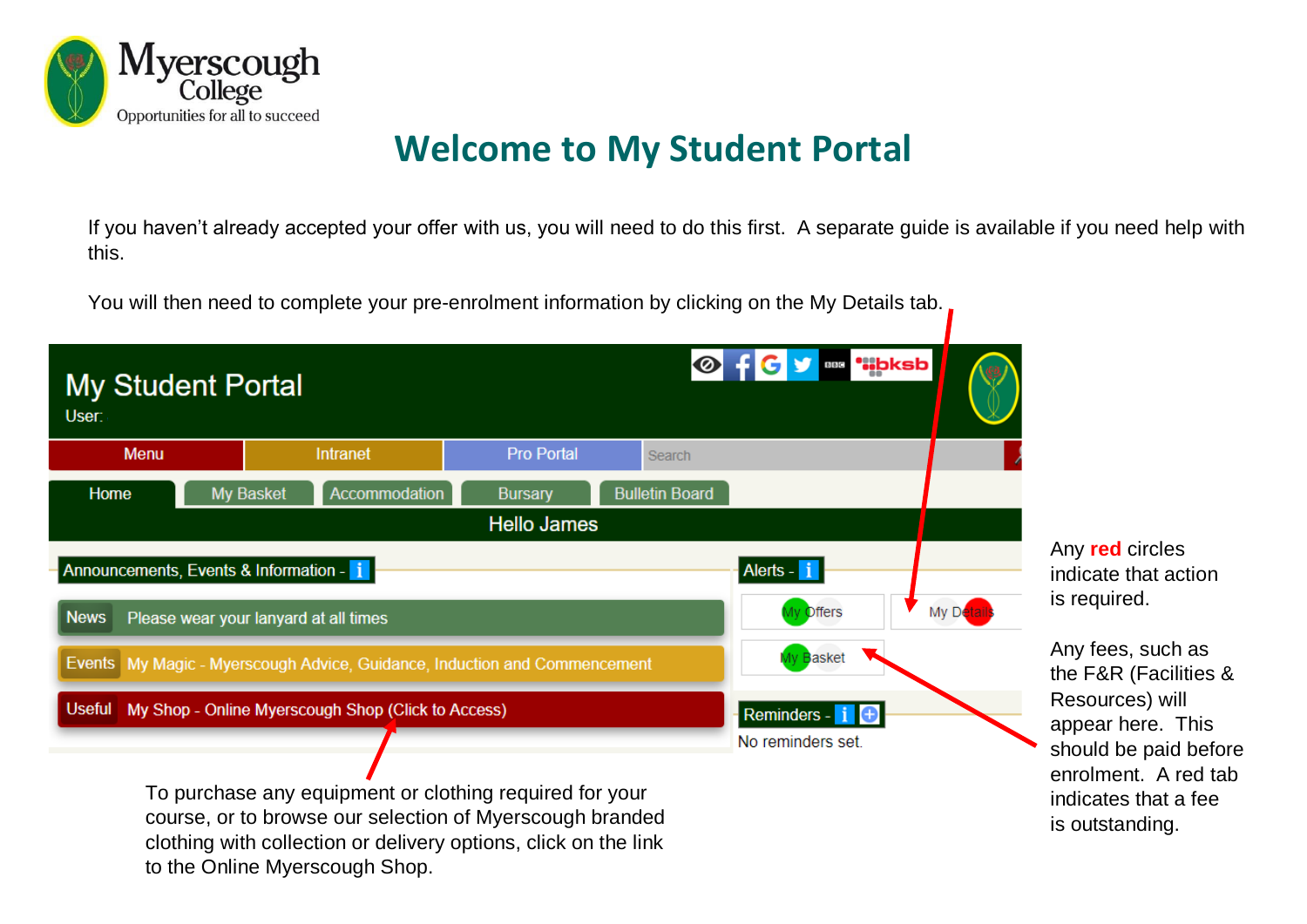# Welcome to My Student Portal

If you haven't already accepted your offer with us, you will need to do this first. A separate guide is available if you need help with this.

You will then need to complete your pre-enrolment information by clicking on the My Details tab.

My Student Portal

User:

Menu | Intranet | Pro Portal | Search

Home | My Basket | Accommodation | Bursary | Bulletin Board

Hello James

Announcements, Events & Information - i

News Please wear your lanyard at all times

Events My Magic - Myerscough Advice, Guidance, Induction and Commencement

Useful My Shop - Online Myerscough Shop (Click to Access)

Alerts - i

My Offers | My Details

My Basket

Reminders - i

No reminders set.

Any **red** circles indicate that action is required.

Any fees, such as the F&R (Facilities & Resources) will appear here. This should be paid before enrolment. A red tab indicates that a fee is outstanding.

To purchase any equipment or clothing required for your course, or to browse our selection of Myerscough branded clothing with collection or delivery options, click on the link to the Online Myerscough Shop.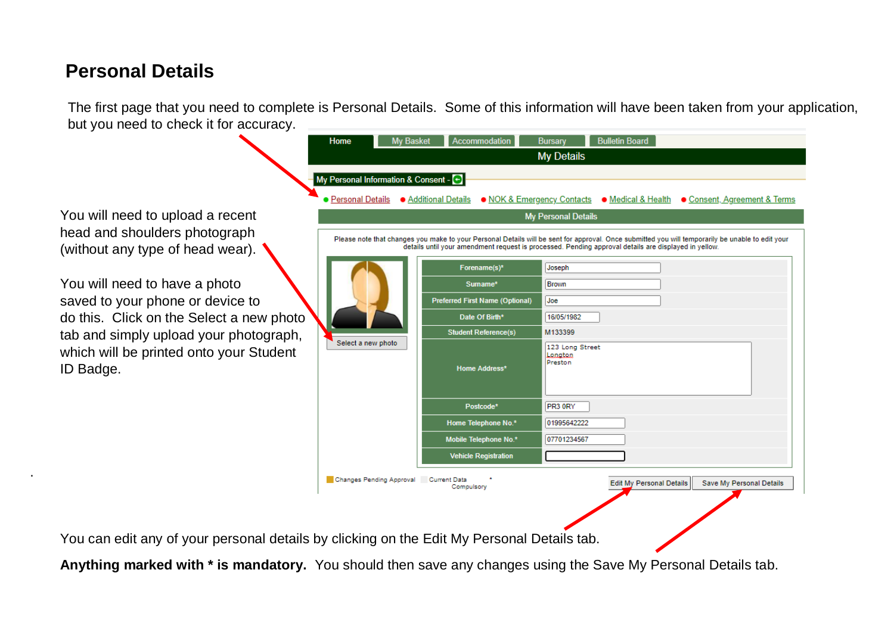# Personal Details

The first page that you need to complete is Personal Details. Some of this information will have been taken from your application, but you need to check it for accuracy.

You will need to upload a recent head and shoulders photograph (without any type of head wear).

You will need to have a photo saved to your phone or device to do this. Click on the Select a new photo tab and simply upload your photograph, which will be printed onto your Student ID Badge.

Home | My Basket | Accommodation | Bursary | Bulletin Board

My Details

My Personal Information & Consent -

- Personal Details
- Additional Details
- NOK & Emergency Contacts
- Medical & Health
- Consent, Agreement & Terms

**My Personal Details**

Please note that changes you make to your Personal Details will be sent for approval. Once submitted you will temporarily be unable to edit your details until your amendment request is processed. Pending approval details are displayed in yellow.

Select a new photo

| Field | Value |
|---|---|
| Forename(s)* | Joseph |
| Surname* | Brown |
| Preferred First Name (Optional) | Joe |
| Date Of Birth* | 16/05/1982 |
| Student Reference(s) | M133399 |
| Home Address* | 123 Long Street<br>Longton<br>Preston |
| Postcode* | PR3 0RY |
| Home Telephone No.* | 01995642222 |
| Mobile Telephone No.* | 07701234567 |
| Vehicle Registration | |

Changes Pending Approval  Current Data  * Compulsory

Edit My Personal Details | Save My Personal Details

You can edit any of your personal details by clicking on the Edit My Personal Details tab.

**Anything marked with * is mandatory.** You should then save any changes using the Save My Personal Details tab.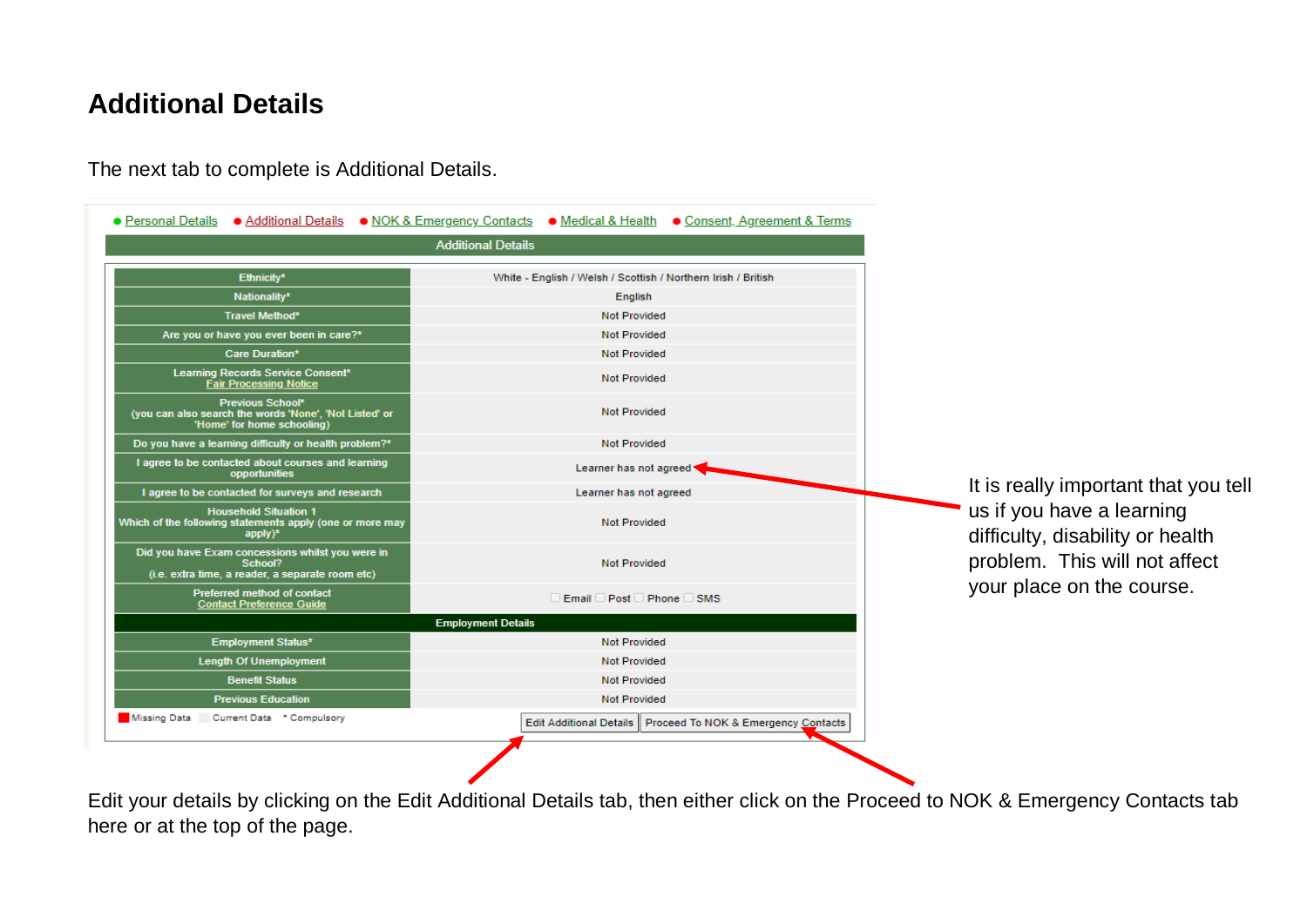# Additional Details

The next tab to complete is Additional Details.

● Personal Details ● Additional Details ● NOK & Emergency Contacts ● Medical & Health ● Consent, Agreement & Terms

| Additional Details | |
|---|---|
| Ethnicity* | White - English / Welsh / Scottish / Northern Irish / British |
| Nationality* | English |
| Travel Method* | Not Provided |
| Are you or have you ever been in care?* | Not Provided |
| Care Duration* | Not Provided |
| Learning Records Service Consent* Fair Processing Notice | Not Provided |
| Previous School* (you can also search the words 'None', 'Not Listed' or 'Home' for home schooling) | Not Provided |
| Do you have a learning difficulty or health problem?* | Not Provided |
| I agree to be contacted about courses and learning opportunities | Learner has not agreed |
| I agree to be contacted for surveys and research | Learner has not agreed |
| Household Situation 1 Which of the following statements apply (one or more may apply)* | Not Provided |
| Did you have Exam concessions whilst you were in School? (i.e. extra time, a reader, a separate room etc) | Not Provided |
| Preferred method of contact Contact Preference Guide | ☐ Email ☐ Post ☐ Phone ☐ SMS |
| **Employment Details** | |
| Employment Status* | Not Provided |
| Length Of Unemployment | Not Provided |
| Benefit Status | Not Provided |
| Previous Education | Not Provided |

Missing Data   Current Data   * Compulsory

[Edit Additional Details] [Proceed To NOK & Emergency Contacts]

It is really important that you tell us if you have a learning difficulty, disability or health problem. This will not affect your place on the course.

Edit your details by clicking on the Edit Additional Details tab, then either click on the Proceed to NOK & Emergency Contacts tab here or at the top of the page.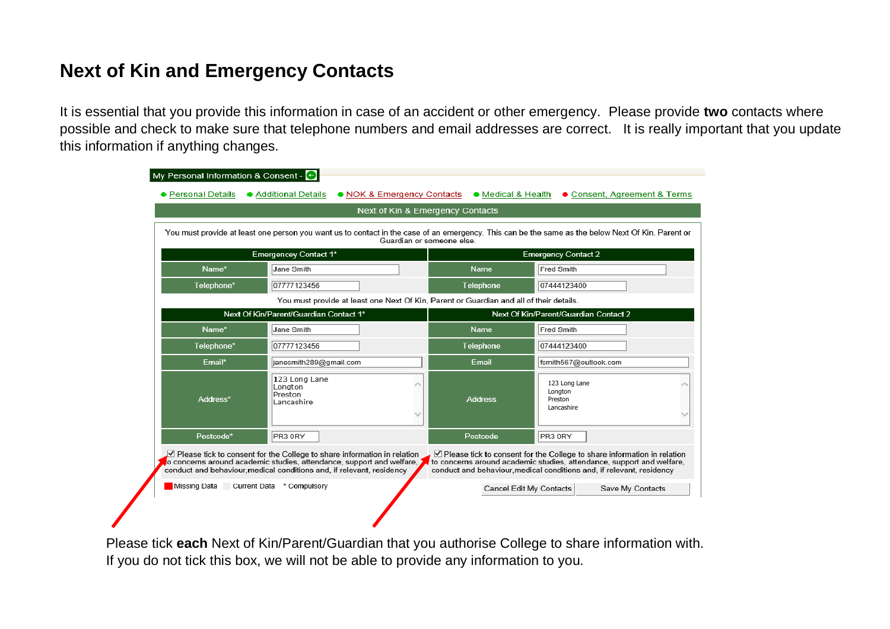# Next of Kin and Emergency Contacts

It is essential that you provide this information in case of an accident or other emergency. Please provide **two** contacts where possible and check to make sure that telephone numbers and email addresses are correct. It is really important that you update this information if anything changes.

My Personal Information & Consent -

- Personal Details
- Additional Details
- NOK & Emergency Contacts
- Medical & Health
- Consent, Agreement & Terms

**Next of Kin & Emergency Contacts**

You must provide at least one person you want us to contact in the case of an emergency. This can be the same as the below Next Of Kin, Parent or Guardian or someone else.

| Emergencey Contact 1* | | Emergency Contact 2 | |
|---|---|---|---|
| Name* | Jane Smith | Name | Fred Smith |
| Telephone* | 07777123456 | Telephone | 07444123400 |

You must provide at least one Next Of Kin, Parent or Guardian and all of their details.

| Next Of Kin/Parent/Guardian Contact 1* | | Next Of Kin/Parent/Guardian Contact 2 | |
|---|---|---|---|
| Name* | Jane Smith | Name | Fred Smith |
| Telephone* | 07777123456 | Telephone | 07444123400 |
| Email* | janesmith289@gmail.com | Email | fsmith567@outlook.com |
| Address* | 123 Long Lane Longton Preston Lancashire | Address | 123 Long Lane Longton Preston Lancashire |
| Postcode* | PR3 0RY | Postcode | PR3 0RY |
| ☑ Please tick to consent for the College to share information in relation to concerns around academic studies, attendance, support and welfare, conduct and behaviour,medical conditions and, if relevant, residency | | ☑ Please tick to consent for the College to share information in relation to concerns around academic studies, attendance, support and welfare, conduct and behaviour,medical conditions and, if relevant, residency | |

Missing Data   Current Data   * Compulsory

Cancel Edit My Contacts   Save My Contacts

Please tick **each** Next of Kin/Parent/Guardian that you authorise College to share information with. If you do not tick this box, we will not be able to provide any information to you.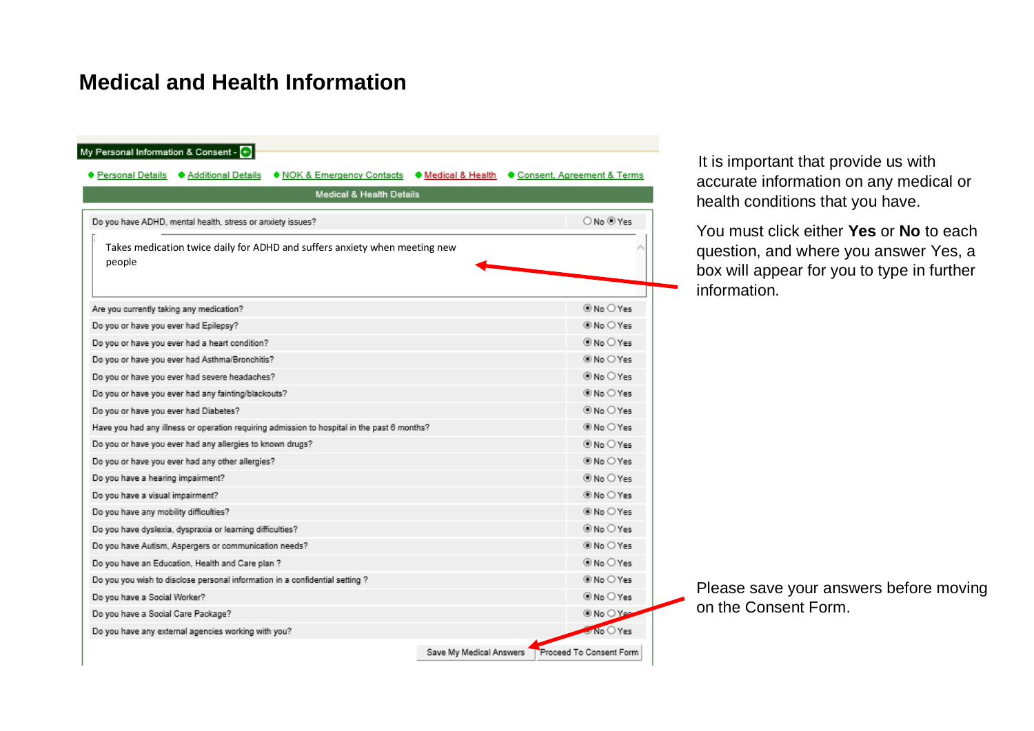# Medical and Health Information

My Personal Information & Consent -

Personal Details | Additional Details | NOK & Emergency Contacts | Medical & Health | Consent, Agreement & Terms

**Medical & Health Details**

| Question | Answer |
|---|---|
| Do you have ADHD, mental health, stress or anxiety issues? | ○ No ◉ Yes |
| Takes medication twice daily for ADHD and suffers anxiety when meeting new people | |
| Are you currently taking any medication? | ◉ No ○ Yes |
| Do you or have you ever had Epilepsy? | ◉ No ○ Yes |
| Do you or have you ever had a heart condition? | ◉ No ○ Yes |
| Do you or have you ever had Asthma/Bronchitis? | ◉ No ○ Yes |
| Do you or have you ever had severe headaches? | ◉ No ○ Yes |
| Do you or have you ever had any fainting/blackouts? | ◉ No ○ Yes |
| Do you or have you ever had Diabetes? | ◉ No ○ Yes |
| Have you had any illness or operation requiring admission to hospital in the past 6 months? | ◉ No ○ Yes |
| Do you or have you ever had any allergies to known drugs? | ◉ No ○ Yes |
| Do you or have you ever had any other allergies? | ◉ No ○ Yes |
| Do you have a hearing impairment? | ◉ No ○ Yes |
| Do you have a visual impairment? | ◉ No ○ Yes |
| Do you have any mobility difficulties? | ◉ No ○ Yes |
| Do you have dyslexia, dyspraxia or learning difficulties? | ◉ No ○ Yes |
| Do you have Autism, Aspergers or communication needs? | ◉ No ○ Yes |
| Do you have an Education, Health and Care plan ? | ◉ No ○ Yes |
| Do you you wish to disclose personal information in a confidential setting ? | ◉ No ○ Yes |
| Do you have a Social Worker? | ◉ No ○ Yes |
| Do you have a Social Care Package? | ◉ No ○ Yes |
| Do you have any external agencies working with you? | ◉ No ○ Yes |

Save My Medical Answers | Proceed To Consent Form

It is important that provide us with accurate information on any medical or health conditions that you have.

You must click either **Yes** or **No** to each question, and where you answer Yes, a box will appear for you to type in further information.

Please save your answers before moving on the Consent Form.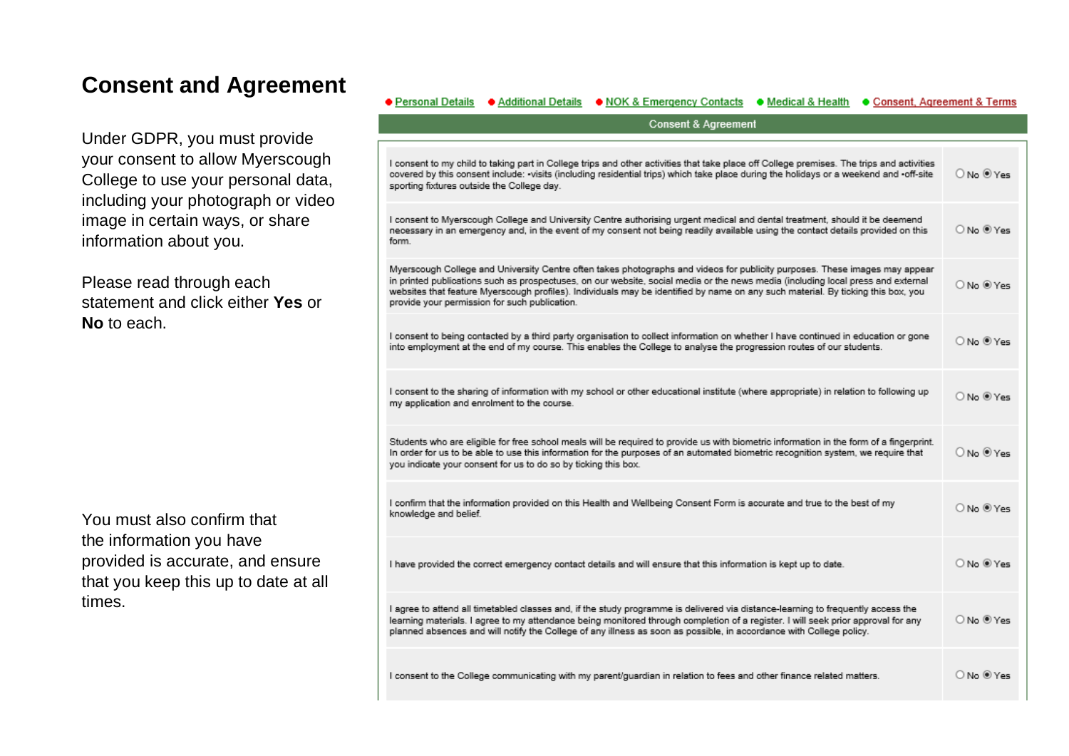# Consent and Agreement

Under GDPR, you must provide your consent to allow Myerscough College to use your personal data, including your photograph or video image in certain ways, or share information about you.

Please read through each statement and click either **Yes** or **No** to each.

You must also confirm that the information you have provided is accurate, and ensure that you keep this up to date at all times.

● Personal Details ● Additional Details ● NOK & Emergency Contacts ● Medical & Health ● Consent, Agreement & Terms

| Consent & Agreement | |
|---|---|
| I consent to my child to taking part in College trips and other activities that take place off College premises. The trips and activities covered by this consent include: •visits (including residential trips) which take place during the holidays or a weekend and •off-site sporting fixtures outside the College day. | ○ No ◉ Yes |
| I consent to Myerscough College and University Centre authorising urgent medical and dental treatment, should it be deemend necessary in an emergency and, in the event of my consent not being readily available using the contact details provided on this form. | ○ No ◉ Yes |
| Myerscough College and University Centre often takes photographs and videos for publicity purposes. These images may appear in printed publications such as prospectuses, on our website, social media or the news media (including local press and external websites that feature Myerscough profiles). Individuals may be identified by name on any such material. By ticking this box, you provide your permission for such publication. | ○ No ◉ Yes |
| I consent to being contacted by a third party organisation to collect information on whether I have continued in education or gone into employment at the end of my course. This enables the College to analyse the progression routes of our students. | ○ No ◉ Yes |
| I consent to the sharing of information with my school or other educational institute (where appropriate) in relation to following up my application and enrolment to the course. | ○ No ◉ Yes |
| Students who are eligible for free school meals will be required to provide us with biometric information in the form of a fingerprint. In order for us to be able to use this information for the purposes of an automated biometric recognition system, we require that you indicate your consent for us to do so by ticking this box. | ○ No ◉ Yes |
| I confirm that the information provided on this Health and Wellbeing Consent Form is accurate and true to the best of my knowledge and belief. | ○ No ◉ Yes |
| I have provided the correct emergency contact details and will ensure that this information is kept up to date. | ○ No ◉ Yes |
| I agree to attend all timetabled classes and, if the study programme is delivered via distance-learning to frequently access the learning materials. I agree to my attendance being monitored through completion of a register. I will seek prior approval for any planned absences and will notify the College of any illness as soon as possible, in accordance with College policy. | ○ No ◉ Yes |
| I consent to the College communicating with my parent/guardian in relation to fees and other finance related matters. | ○ No ◉ Yes |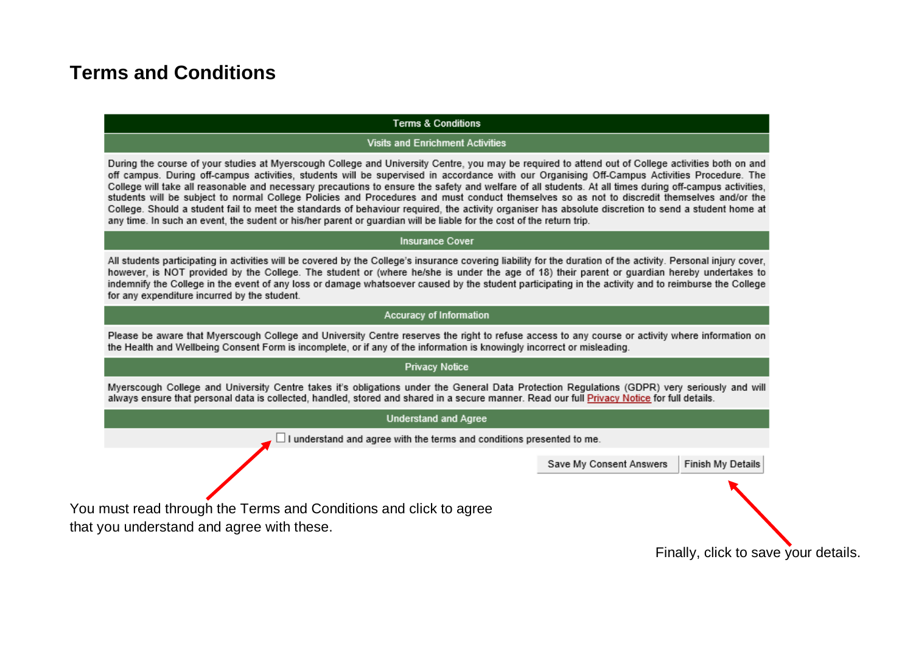# Terms and Conditions

**Terms & Conditions**

### Visits and Enrichment Activities

During the course of your studies at Myerscough College and University Centre, you may be required to attend out of College activities both on and off campus. During off-campus activities, students will be supervised in accordance with our Organising Off-Campus Activities Procedure. The College will take all reasonable and necessary precautions to ensure the safety and welfare of all students. At all times during off-campus activities, students will be subject to normal College Policies and Procedures and must conduct themselves so as not to discredit themselves and/or the College. Should a student fail to meet the standards of behaviour required, the activity organiser has absolute discretion to send a student home at any time. In such an event, the sudent or his/her parent or guardian will be liable for the cost of the return trip.

### Insurance Cover

All students participating in activities will be covered by the College's insurance covering liability for the duration of the activity. Personal injury cover, however, is NOT provided by the College. The student or (where he/she is under the age of 18) their parent or guardian hereby undertakes to indemnify the College in the event of any loss or damage whatsoever caused by the student participating in the activity and to reimburse the College for any expenditure incurred by the student.

### Accuracy of Information

Please be aware that Myerscough College and University Centre reserves the right to refuse access to any course or activity where information on the Health and Wellbeing Consent Form is incomplete, or if any of the information is knowingly incorrect or misleading.

### Privacy Notice

Myerscough College and University Centre takes it's obligations under the General Data Protection Regulations (GDPR) very seriously and will always ensure that personal data is collected, handled, stored and shared in a secure manner. Read our full Privacy Notice for full details.

### Understand and Agree

☐ I understand and agree with the terms and conditions presented to me.

Save My Consent Answers | Finish My Details

You must read through the Terms and Conditions and click to agree that you understand and agree with these.

Finally, click to save your details.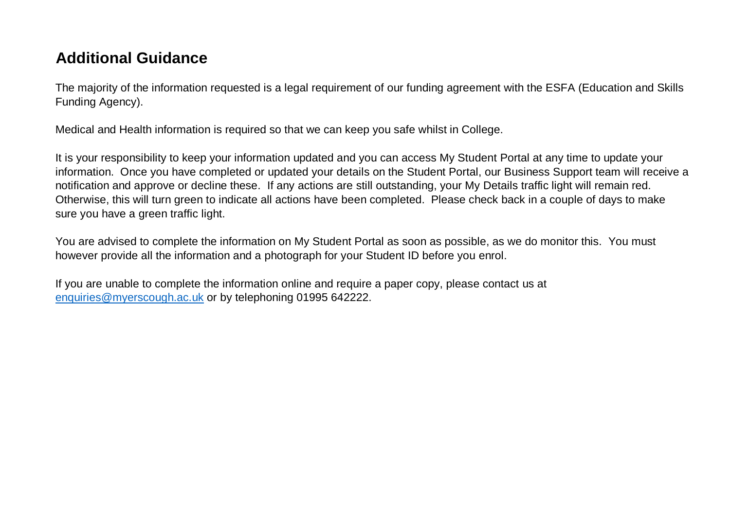## Additional Guidance

The majority of the information requested is a legal requirement of our funding agreement with the ESFA (Education and Skills Funding Agency).

Medical and Health information is required so that we can keep you safe whilst in College.

It is your responsibility to keep your information updated and you can access My Student Portal at any time to update your information. Once you have completed or updated your details on the Student Portal, our Business Support team will receive a notification and approve or decline these. If any actions are still outstanding, your My Details traffic light will remain red. Otherwise, this will turn green to indicate all actions have been completed. Please check back in a couple of days to make sure you have a green traffic light.

You are advised to complete the information on My Student Portal as soon as possible, as we do monitor this. You must however provide all the information and a photograph for your Student ID before you enrol.

If you are unable to complete the information online and require a paper copy, please contact us at [enquiries@myerscough.ac.uk](mailto:enquiries@myerscough.ac.uk) or by telephoning 01995 642222.